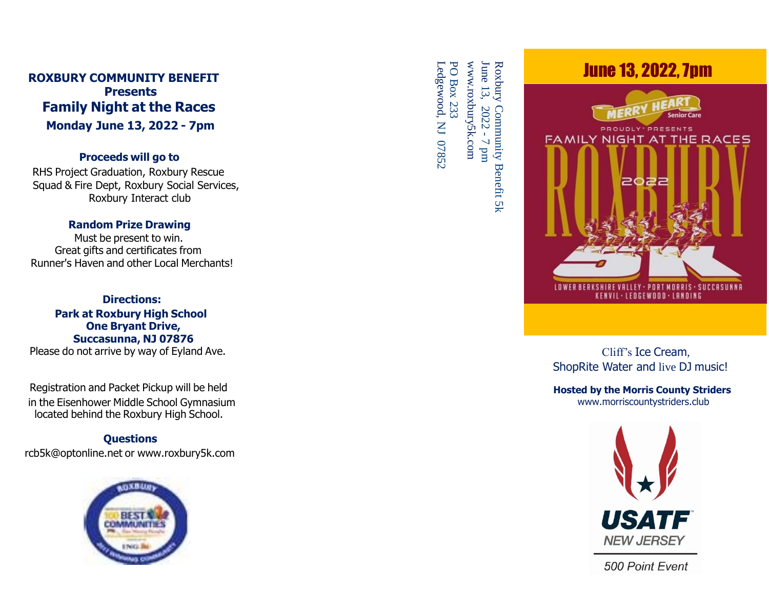**ROXBURY COMMUNITY BENEFIT**

**Presents**

## Family Night at the Races

**Monday June 13, 2022 - 7pm**

**Proceeds will go to**

RHS Project Graduation, Roxbury Rescue Squad & Fire Dept, Roxbury Social Services, Roxbury Interact club

**Random Prize Drawing**

Must be present to win.
Great gifts and certificates from Runner's Haven and other Local Merchants!

**Directions:**
**Park at Roxbury High School**
**One Bryant Drive,**
**Succasunna, NJ 07876**

Please do not arrive by way of Eyland Ave.

Registration and Packet Pickup will be held in the Eisenhower Middle School Gymnasium located behind the Roxbury High School.

**Questions**

rcb5k@optonline.net or www.roxbury5k.com

Roxbury Community Benefit 5k
June 13, 2022 - 7 pm
www.roxbury5k.com
PO Box 233
Ledgewood, NJ 07852

June 13, 2022, 7pm

MERRY HEART Senior Care
PROUDLY PRESENTS
FAMILY NIGHT AT THE RACES
ROXBURY 2022 5K
LOWER BERKSHIRE VALLEY · PORT MORRIS · SUCCASUNNA
KENVIL · LEDGEWOOD · LANDING

Cliff's Ice Cream,
ShopRite Water and live DJ music!

**Hosted by the Morris County Striders**
www.morriscountystriders.club

USATF NEW JERSEY

500 Point Event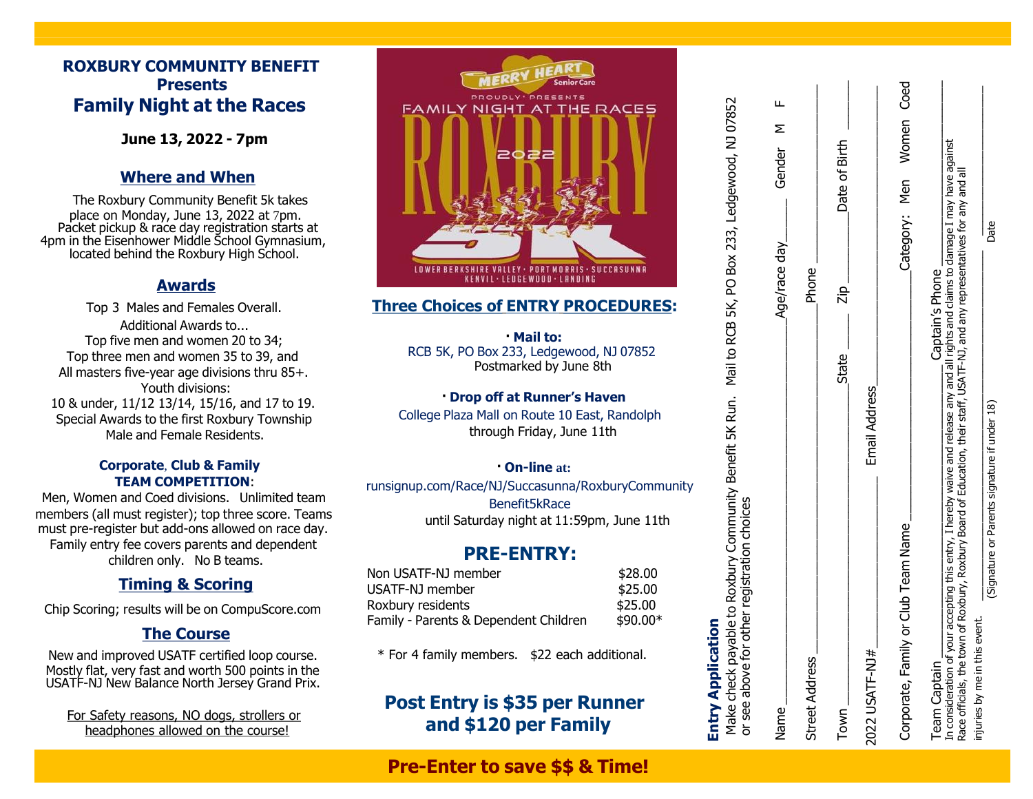# ROXBURY COMMUNITY BENEFIT
## Presents
# Family Night at the Races

**June 13, 2022 - 7pm**

## Where and When

The Roxbury Community Benefit 5k takes place on Monday, June 13, 2022 at 7pm. Packet pickup & race day registration starts at 4pm in the Eisenhower Middle School Gymnasium, located behind the Roxbury High School.

## Awards

Top 3 Males and Females Overall.
Additional Awards to...
Top five men and women 20 to 34;
Top three men and women 35 to 39, and
All masters five-year age divisions thru 85+.
Youth divisions:
10 & under, 11/12 13/14, 15/16, and 17 to 19.
Special Awards to the first Roxbury Township Male and Female Residents.

**Corporate, Club & Family TEAM COMPETITION**:
Men, Women and Coed divisions. Unlimited team members (all must register); top three score. Teams must pre-register but add-ons allowed on race day. Family entry fee covers parents and dependent children only. No B teams.

## Timing & Scoring

Chip Scoring; results will be on CompuScore.com

## The Course

New and improved USATF certified loop course. Mostly flat, very fast and worth 500 points in the USATF-NJ New Balance North Jersey Grand Prix.

For Safety reasons, NO dogs, strollers or headphones allowed on the course!

MERRY HEART Senior Care
PROUDLY PRESENTS
FAMILY NIGHT AT THE RACES
ROXBURY 2022 5K
LOWER BERKSHIRE VALLEY · PORT MORRIS · SUCCASUNNA
KENVIL · LEDGEWOOD · LANDING

## Three Choices of ENTRY PROCEDURES:

· **Mail to:**
RCB 5K, PO Box 233, Ledgewood, NJ 07852
Postmarked by June 8th

· **Drop off at Runner's Haven**
College Plaza Mall on Route 10 East, Randolph
through Friday, June 11th

· **On-line at:**
runsignup.com/Race/NJ/Succasunna/RoxburyCommunityBenefit5kRace
until Saturday night at 11:59pm, June 11th

## PRE-ENTRY:

| | |
|---|---|
| Non USATF-NJ member | $28.00 |
| USATF-NJ member | $25.00 |
| Roxbury residents | $25.00 |
| Family - Parents & Dependent Children | $90.00* |

\* For 4 family members. $22 each additional.

## Post Entry is $35 per Runner and $120 per Family

**Pre-Enter to save $$ & Time!**

## Entry Application

Make check payable to Roxbury Community Benefit 5K Run. Mail to RCB 5K, PO Box 233, Ledgewood, NJ 07852
or see above for other registration choices

Name ______________________ Age/race day_____ Gender M F

Street Address ______________________ Phone ______________

Town ______________ State _____ Zip _______ Date of Birth _______

2022 USATF-NJ# ______________ Email Address ______________

Corporate, Family or Club Team Name ______________ Category: Men Women Coed

Team Captain ______________ Captain's Phone ______________

In consideration of your accepting this entry, I hereby waive and release any and all rights and claims to damage I may have against Race officials, the town of Roxbury, Roxbury Board of Education, their staff, USATF-NJ, and any representatives for any and all injuries by me in this event.

______________________________ (Signature or Parents signature if under 18) ____________ Date